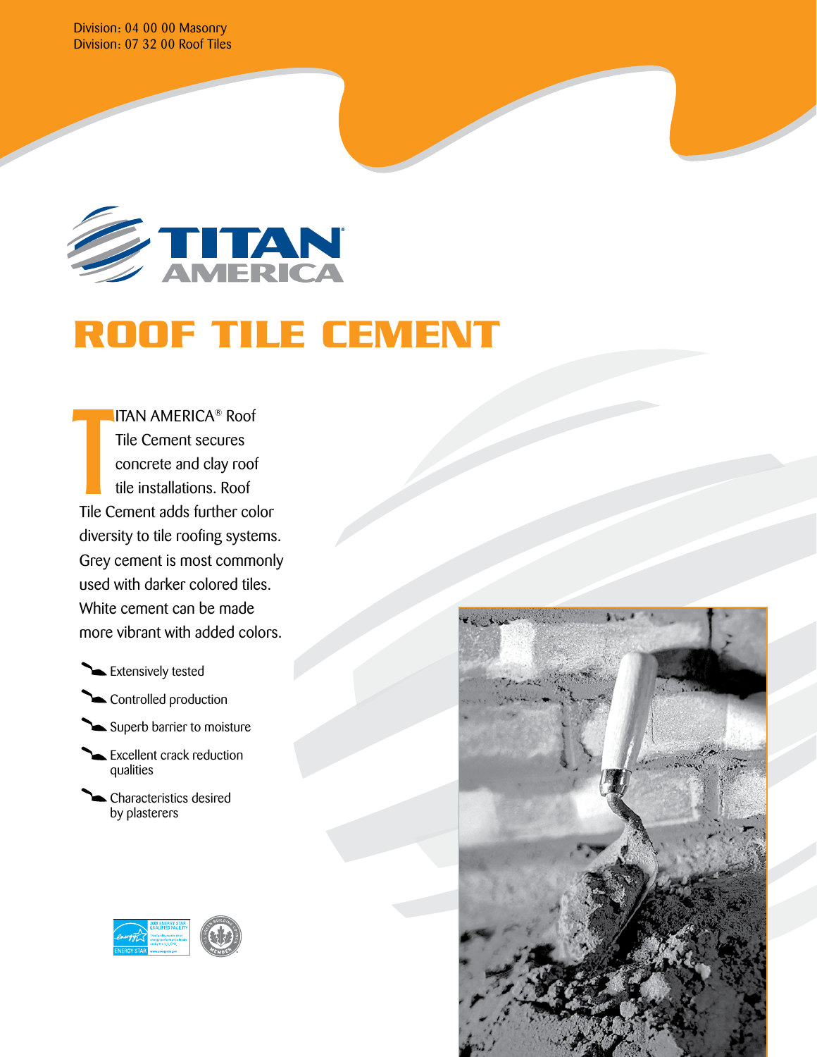Division: 04 00 00 Masonry
Division: 07 32 00 Roof Tiles

TITAN AMERICA®

# ROOF TILE CEMENT

TITAN AMERICA® Roof Tile Cement secures concrete and clay roof tile installations. Roof Tile Cement adds further color diversity to tile roofing systems. Grey cement is most commonly used with darker colored tiles. White cement can be made more vibrant with added colors.

- Extensively tested
- Controlled production
- Superb barrier to moisture
- Excellent crack reduction qualities
- Characteristics desired by plasterers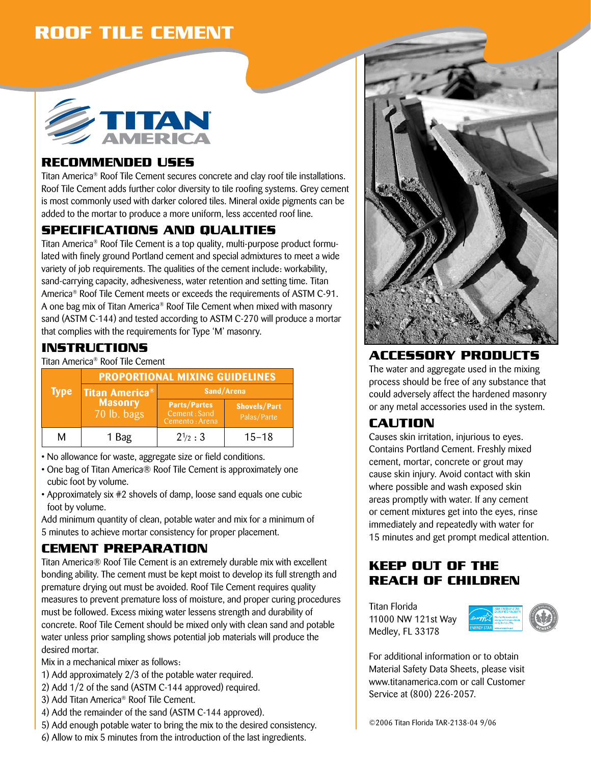# ROOF TILE CEMENT

## RECOMMENDED USES

Titan America® Roof Tile Cement secures concrete and clay roof tile installations. Roof Tile Cement adds further color diversity to tile roofing systems. Grey cement is most commonly used with darker colored tiles. Mineral oxide pigments can be added to the mortar to produce a more uniform, less accented roof line.

## SPECIFICATIONS AND QUALITIES

Titan America® Roof Tile Cement is a top quality, multi-purpose product formulated with finely ground Portland cement and special admixtures to meet a wide variety of job requirements. The qualities of the cement include: workability, sand-carrying capacity, adhesiveness, water retention and setting time. Titan America® Roof Tile Cement meets or exceeds the requirements of ASTM C-91. A one bag mix of Titan America® Roof Tile Cement when mixed with masonry sand (ASTM C-144) and tested according to ASTM C-270 will produce a mortar that complies with the requirements for Type 'M' masonry.

## INSTRUCTIONS

Titan America® Roof Tile Cement

| Type | PROPORTIONAL MIXING GUIDELINES | | |
|---|---|---|---|
| | Titan America® Masonry 70 lb. bags | Sand/Arena | |
| | | Parts/Partes Cement : Sand Cemento : Arena | Shovels/Part Palas/Parte |
| M | 1 Bag | $2\frac{1}{2}$ : 3 | 15–18 |

- No allowance for waste, aggregate size or field conditions.
- One bag of Titan America® Roof Tile Cement is approximately one cubic foot by volume.
- Approximately six #2 shovels of damp, loose sand equals one cubic foot by volume.

Add minimum quantity of clean, potable water and mix for a minimum of 5 minutes to achieve mortar consistency for proper placement.

## CEMENT PREPARATION

Titan America® Roof Tile Cement is an extremely durable mix with excellent bonding ability. The cement must be kept moist to develop its full strength and premature drying out must be avoided. Roof Tile Cement requires quality measures to prevent premature loss of moisture, and proper curing procedures must be followed. Excess mixing water lessens strength and durability of concrete. Roof Tile Cement should be mixed only with clean sand and potable water unless prior sampling shows potential job materials will produce the desired mortar.

Mix in a mechanical mixer as follows:

1) Add approximately 2/3 of the potable water required.
2) Add 1/2 of the sand (ASTM C-144 approved) required.
3) Add Titan America® Roof Tile Cement.
4) Add the remainder of the sand (ASTM C-144 approved).
5) Add enough potable water to bring the mix to the desired consistency.
6) Allow to mix 5 minutes from the introduction of the last ingredients.

## ACCESSORY PRODUCTS

The water and aggregate used in the mixing process should be free of any substance that could adversely affect the hardened masonry or any metal accessories used in the system.

## CAUTION

Causes skin irritation, injurious to eyes. Contains Portland Cement. Freshly mixed cement, mortar, concrete or grout may cause skin injury. Avoid contact with skin where possible and wash exposed skin areas promptly with water. If any cement or cement mixtures get into the eyes, rinse immediately and repeatedly with water for 15 minutes and get prompt medical attention.

## KEEP OUT OF THE REACH OF CHILDREN

Titan Florida
11000 NW 121st Way
Medley, FL 33178

For additional information or to obtain Material Safety Data Sheets, please visit www.titanamerica.com or call Customer Service at (800) 226-2057.

©2006 Titan Florida TAR-2138-04 9/06